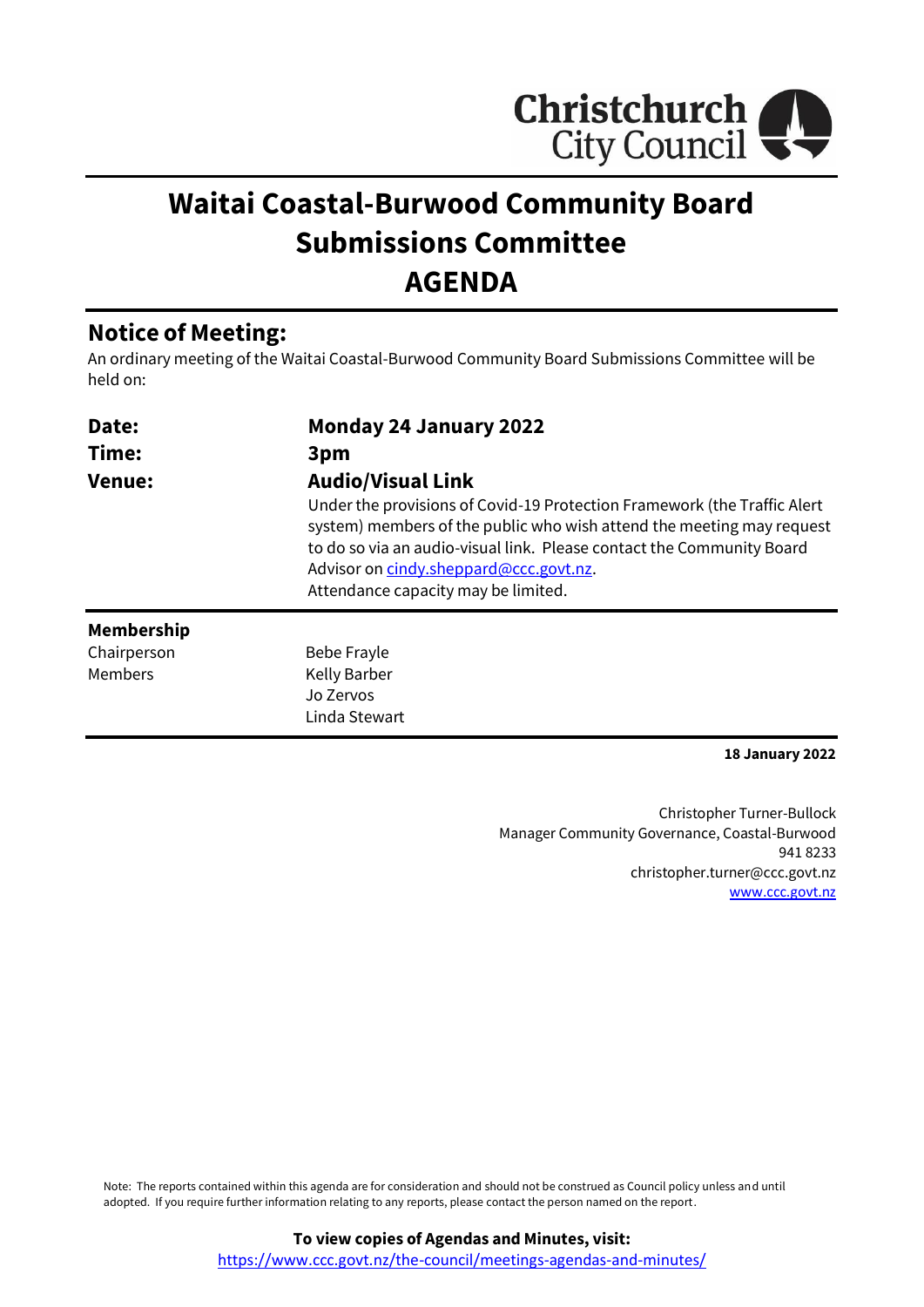Christchurch City Council

# Waitai Coastal-Burwood Community Board Submissions Committee AGENDA

## Notice of Meeting:

An ordinary meeting of the Waitai Coastal-Burwood Community Board Submissions Committee will be held on:

| | |
|---|---|
| **Date:** | **Monday 24 January 2022** |
| **Time:** | **3pm** |
| **Venue:** | **Audio/Visual Link**<br>Under the provisions of Covid-19 Protection Framework (the Traffic Alert system) members of the public who wish attend the meeting may request to do so via an audio-visual link. Please contact the Community Board Advisor on cindy.sheppard@ccc.govt.nz.<br>Attendance capacity may be limited. |

**Membership**

| | |
|---|---|
| Chairperson | Bebe Frayle |
| Members | Kelly Barber |
| | Jo Zervos |
| | Linda Stewart |

**18 January 2022**

Christopher Turner-Bullock
Manager Community Governance, Coastal-Burwood
941 8233
christopher.turner@ccc.govt.nz
www.ccc.govt.nz

Note: The reports contained within this agenda are for consideration and should not be construed as Council policy unless and until adopted. If you require further information relating to any reports, please contact the person named on the report.

**To view copies of Agendas and Minutes, visit:**
https://www.ccc.govt.nz/the-council/meetings-agendas-and-minutes/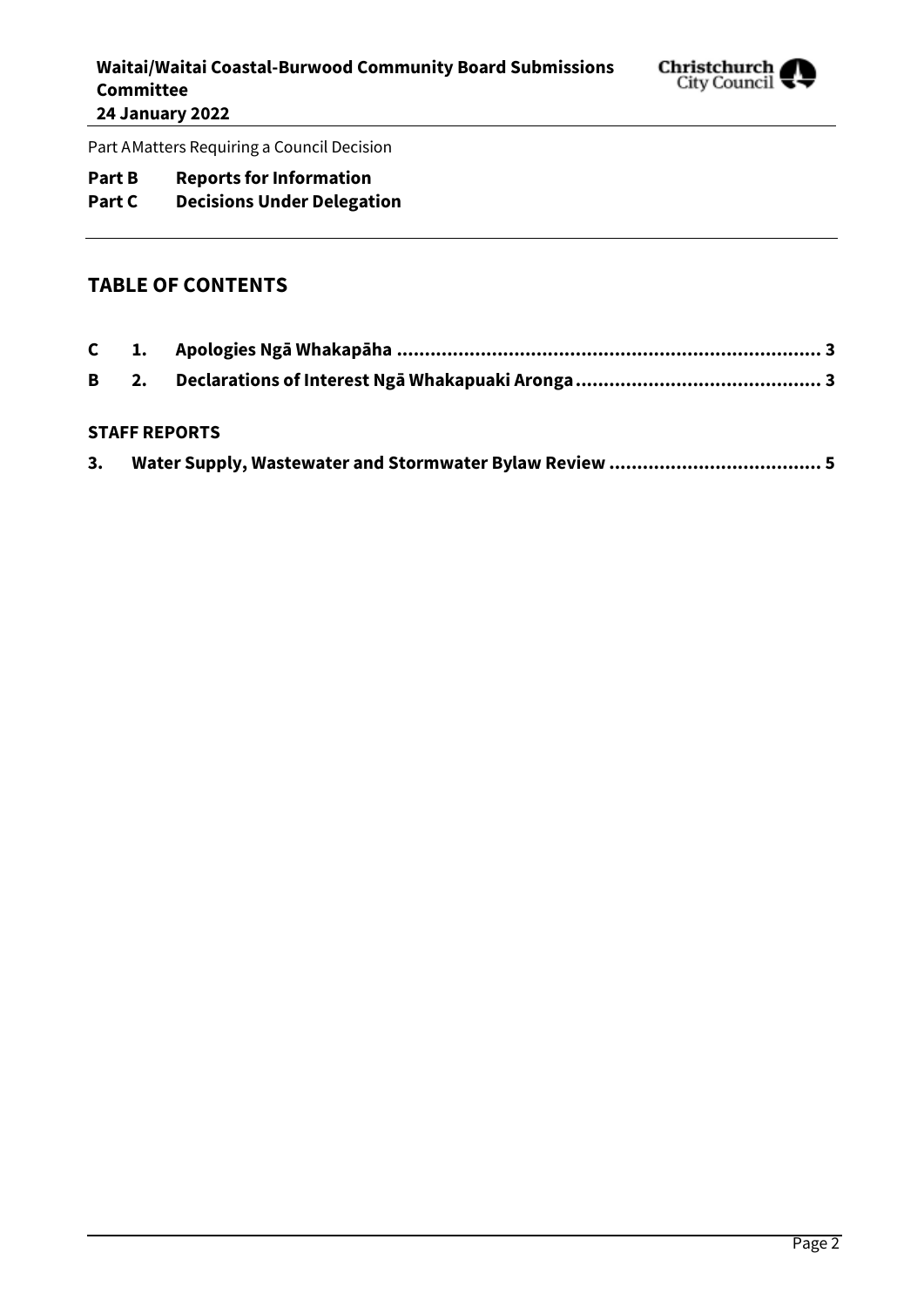Part A Matters Requiring a Council Decision

**Part B Reports for Information**
**Part C Decisions Under Delegation**

## TABLE OF CONTENTS

| | | | |
|---|---|---|---|
| **C** | **1.** | **Apologies Ngā Whakapāha** | **3** |
| **B** | **2.** | **Declarations of Interest Ngā Whakapuaki Aronga** | **3** |

**STAFF REPORTS**

| | | |
|---|---|---|
| **3.** | **Water Supply, Wastewater and Stormwater Bylaw Review** | **5** |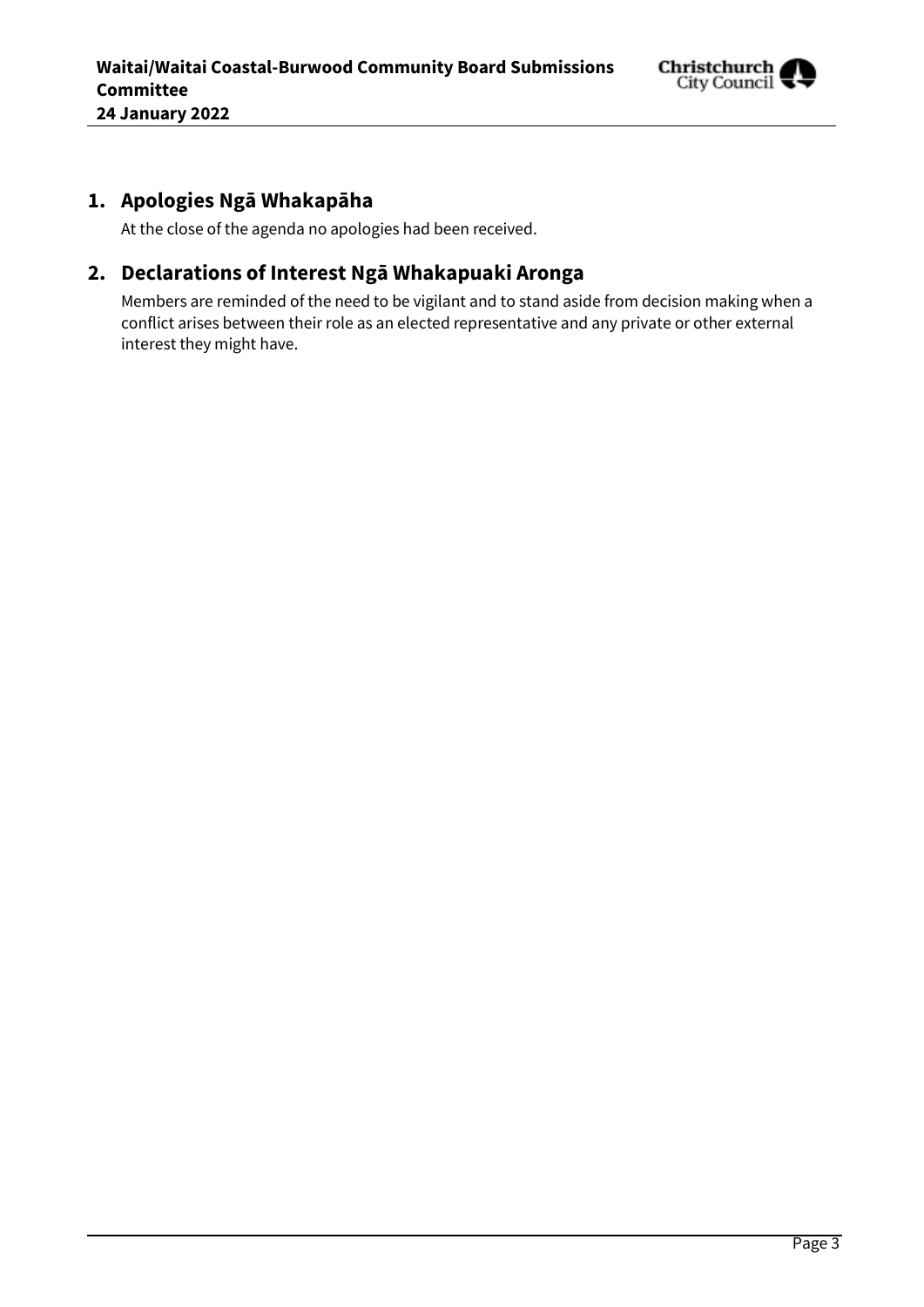## 1. Apologies Ngā Whakapāha

At the close of the agenda no apologies had been received.

## 2. Declarations of Interest Ngā Whakapuaki Aronga

Members are reminded of the need to be vigilant and to stand aside from decision making when a conflict arises between their role as an elected representative and any private or other external interest they might have.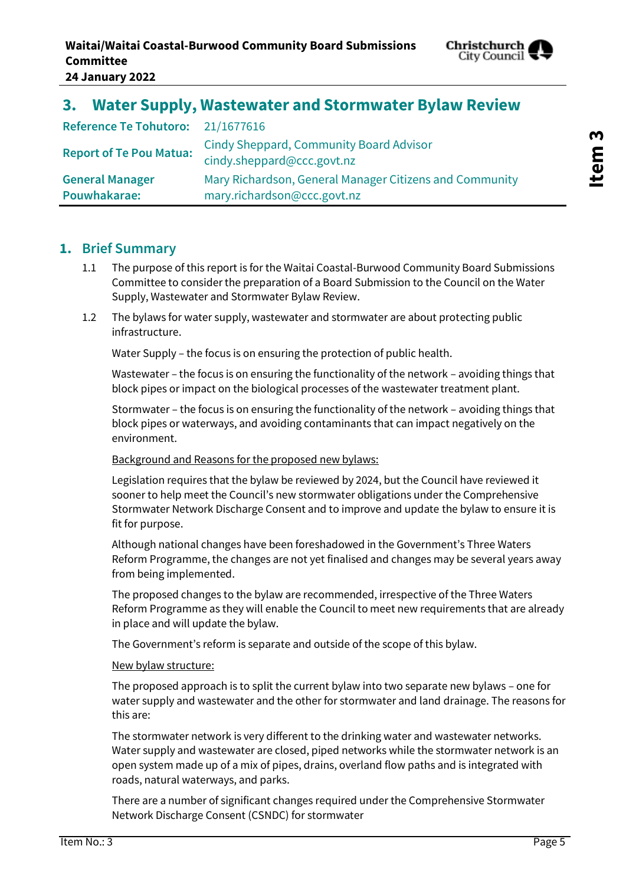## 3. Water Supply, Wastewater and Stormwater Bylaw Review

| | |
|---|---|
| **Reference Te Tohutoro:** | 21/1677616 |
| **Report of Te Pou Matua:** | Cindy Sheppard, Community Board Advisor cindy.sheppard@ccc.govt.nz |
| **General Manager Pouwhakarae:** | Mary Richardson, General Manager Citizens and Community mary.richardson@ccc.govt.nz |

### 1. Brief Summary

1.1 The purpose of this report is for the Waitai Coastal-Burwood Community Board Submissions Committee to consider the preparation of a Board Submission to the Council on the Water Supply, Wastewater and Stormwater Bylaw Review.

1.2 The bylaws for water supply, wastewater and stormwater are about protecting public infrastructure.

Water Supply – the focus is on ensuring the protection of public health.

Wastewater – the focus is on ensuring the functionality of the network – avoiding things that block pipes or impact on the biological processes of the wastewater treatment plant.

Stormwater – the focus is on ensuring the functionality of the network – avoiding things that block pipes or waterways, and avoiding contaminants that can impact negatively on the environment.

<u>Background and Reasons for the proposed new bylaws:</u>

Legislation requires that the bylaw be reviewed by 2024, but the Council have reviewed it sooner to help meet the Council's new stormwater obligations under the Comprehensive Stormwater Network Discharge Consent and to improve and update the bylaw to ensure it is fit for purpose.

Although national changes have been foreshadowed in the Government's Three Waters Reform Programme, the changes are not yet finalised and changes may be several years away from being implemented.

The proposed changes to the bylaw are recommended, irrespective of the Three Waters Reform Programme as they will enable the Council to meet new requirements that are already in place and will update the bylaw.

The Government's reform is separate and outside of the scope of this bylaw.

<u>New bylaw structure:</u>

The proposed approach is to split the current bylaw into two separate new bylaws – one for water supply and wastewater and the other for stormwater and land drainage. The reasons for this are:

The stormwater network is very different to the drinking water and wastewater networks. Water supply and wastewater are closed, piped networks while the stormwater network is an open system made up of a mix of pipes, drains, overland flow paths and is integrated with roads, natural waterways, and parks.

There are a number of significant changes required under the Comprehensive Stormwater Network Discharge Consent (CSNDC) for stormwater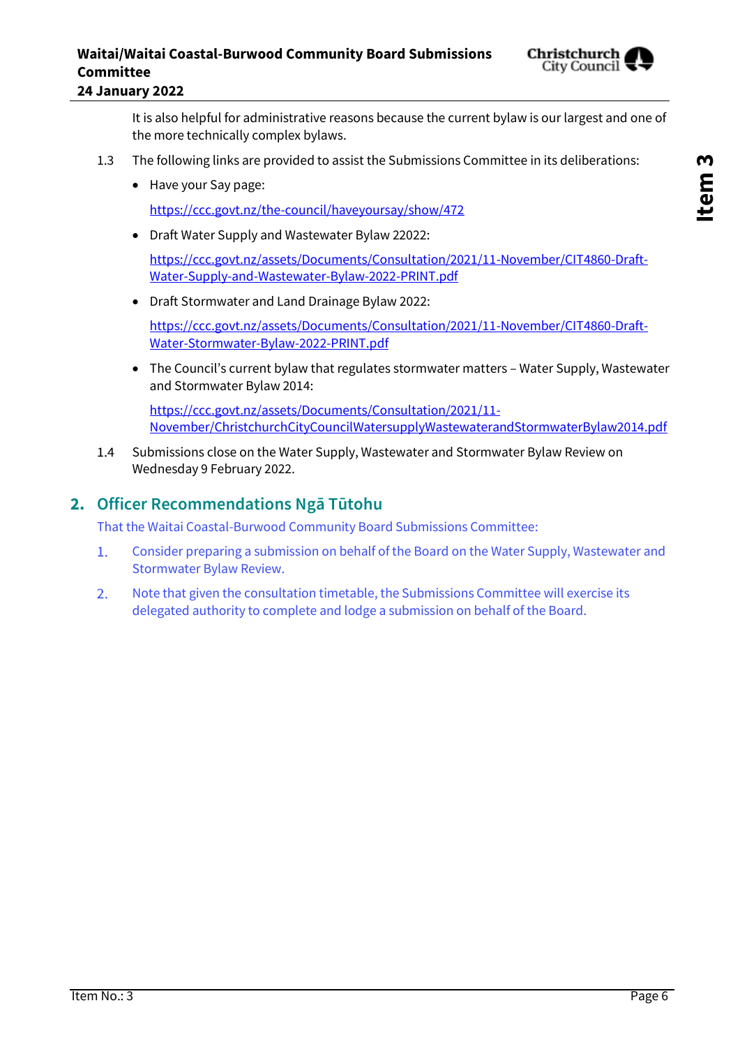It is also helpful for administrative reasons because the current bylaw is our largest and one of the more technically complex bylaws.

1.3 The following links are provided to assist the Submissions Committee in its deliberations:

- Have your Say page:

  https://ccc.govt.nz/the-council/haveyoursay/show/472

- Draft Water Supply and Wastewater Bylaw 22022:

  https://ccc.govt.nz/assets/Documents/Consultation/2021/11-November/CIT4860-Draft-Water-Supply-and-Wastewater-Bylaw-2022-PRINT.pdf

- Draft Stormwater and Land Drainage Bylaw 2022:

  https://ccc.govt.nz/assets/Documents/Consultation/2021/11-November/CIT4860-Draft-Water-Stormwater-Bylaw-2022-PRINT.pdf

- The Council's current bylaw that regulates stormwater matters – Water Supply, Wastewater and Stormwater Bylaw 2014:

  https://ccc.govt.nz/assets/Documents/Consultation/2021/11-November/ChristchurchCityCouncilWatersupplyWastewaterandStormwaterBylaw2014.pdf

1.4 Submissions close on the Water Supply, Wastewater and Stormwater Bylaw Review on Wednesday 9 February 2022.

## 2. Officer Recommendations Ngā Tūtohu

That the Waitai Coastal-Burwood Community Board Submissions Committee:

1. Consider preparing a submission on behalf of the Board on the Water Supply, Wastewater and Stormwater Bylaw Review.
2. Note that given the consultation timetable, the Submissions Committee will exercise its delegated authority to complete and lodge a submission on behalf of the Board.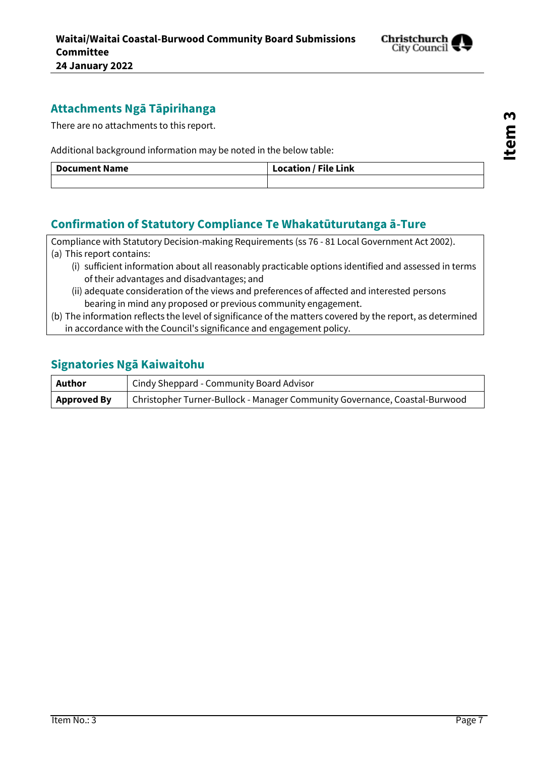## Attachments Ngā Tāpirihanga

There are no attachments to this report.

Additional background information may be noted in the below table:

| Document Name | Location / File Link |
|---|---|
| | |

## Confirmation of Statutory Compliance Te Whakatūturutanga ā-Ture

Compliance with Statutory Decision-making Requirements (ss 76 - 81 Local Government Act 2002).

(a) This report contains:

- (i) sufficient information about all reasonably practicable options identified and assessed in terms of their advantages and disadvantages; and
- (ii) adequate consideration of the views and preferences of affected and interested persons bearing in mind any proposed or previous community engagement.

(b) The information reflects the level of significance of the matters covered by the report, as determined in accordance with the Council's significance and engagement policy.

## Signatories Ngā Kaiwaitohu

| | |
|---|---|
| **Author** | Cindy Sheppard - Community Board Advisor |
| **Approved By** | Christopher Turner-Bullock - Manager Community Governance, Coastal-Burwood |